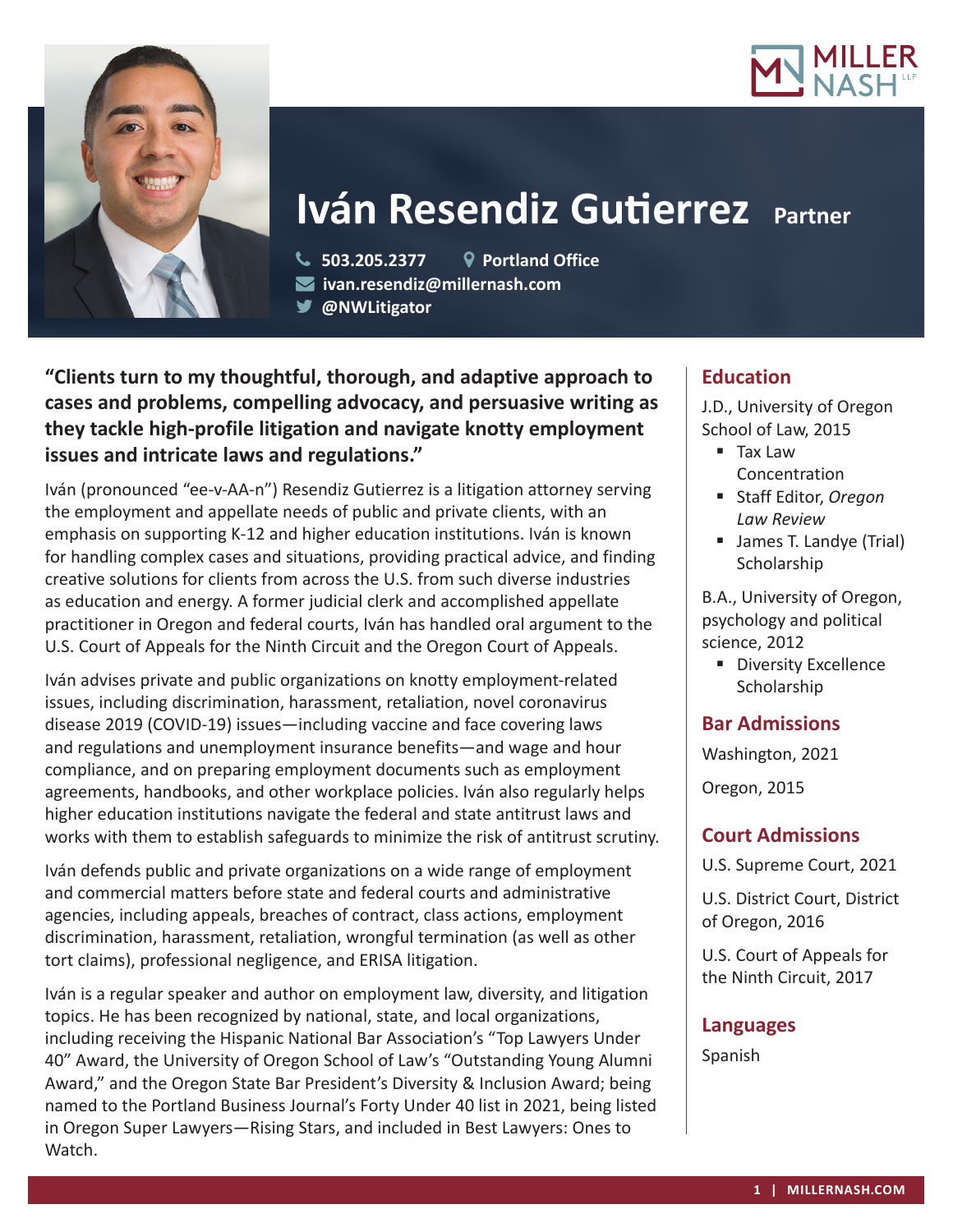# Iván Resendiz Gutierrez Partner

503.205.2377 | Portland Office
ivan.resendiz@millernash.com
@NWLitigator

**"Clients turn to my thoughtful, thorough, and adaptive approach to cases and problems, compelling advocacy, and persuasive writing as they tackle high-profile litigation and navigate knotty employment issues and intricate laws and regulations."**

Iván (pronounced "ee-v-AA-n") Resendiz Gutierrez is a litigation attorney serving the employment and appellate needs of public and private clients, with an emphasis on supporting K-12 and higher education institutions. Iván is known for handling complex cases and situations, providing practical advice, and finding creative solutions for clients from across the U.S. from such diverse industries as education and energy. A former judicial clerk and accomplished appellate practitioner in Oregon and federal courts, Iván has handled oral argument to the U.S. Court of Appeals for the Ninth Circuit and the Oregon Court of Appeals.

Iván advises private and public organizations on knotty employment-related issues, including discrimination, harassment, retaliation, novel coronavirus disease 2019 (COVID-19) issues—including vaccine and face covering laws and regulations and unemployment insurance benefits—and wage and hour compliance, and on preparing employment documents such as employment agreements, handbooks, and other workplace policies. Iván also regularly helps higher education institutions navigate the federal and state antitrust laws and works with them to establish safeguards to minimize the risk of antitrust scrutiny.

Iván defends public and private organizations on a wide range of employment and commercial matters before state and federal courts and administrative agencies, including appeals, breaches of contract, class actions, employment discrimination, harassment, retaliation, wrongful termination (as well as other tort claims), professional negligence, and ERISA litigation.

Iván is a regular speaker and author on employment law, diversity, and litigation topics. He has been recognized by national, state, and local organizations, including receiving the Hispanic National Bar Association's "Top Lawyers Under 40" Award, the University of Oregon School of Law's "Outstanding Young Alumni Award," and the Oregon State Bar President's Diversity & Inclusion Award; being named to the Portland Business Journal's Forty Under 40 list in 2021, being listed in Oregon Super Lawyers—Rising Stars, and included in Best Lawyers: Ones to Watch.

## Education

J.D., University of Oregon School of Law, 2015

- Tax Law Concentration
- Staff Editor, *Oregon Law Review*
- James T. Landye (Trial) Scholarship

B.A., University of Oregon, psychology and political science, 2012

- Diversity Excellence Scholarship

## Bar Admissions

Washington, 2021

Oregon, 2015

## Court Admissions

U.S. Supreme Court, 2021

U.S. District Court, District of Oregon, 2016

U.S. Court of Appeals for the Ninth Circuit, 2017

## Languages

Spanish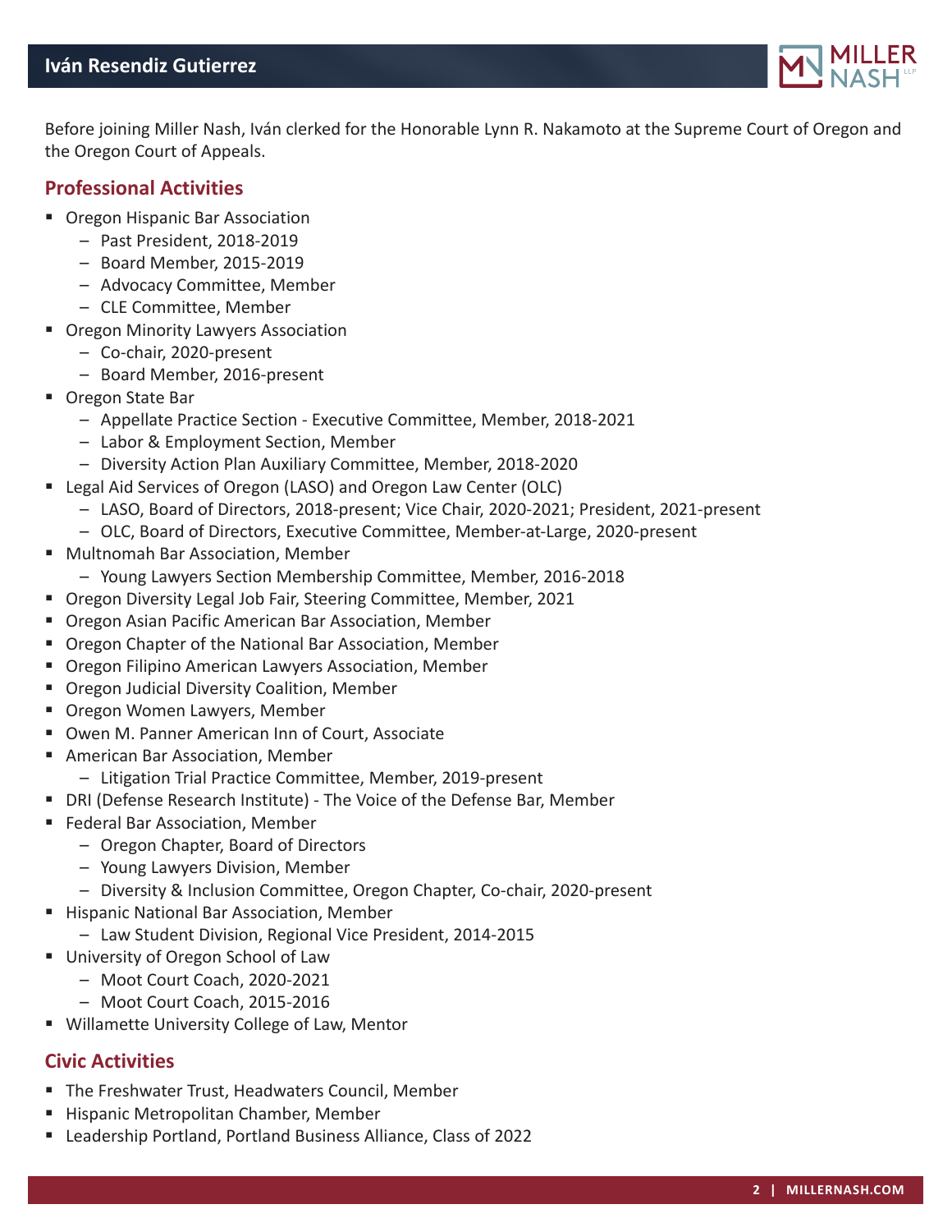Before joining Miller Nash, Iván clerked for the Honorable Lynn R. Nakamoto at the Supreme Court of Oregon and the Oregon Court of Appeals.

## Professional Activities

- Oregon Hispanic Bar Association
  - Past President, 2018-2019
  - Board Member, 2015-2019
  - Advocacy Committee, Member
  - CLE Committee, Member
- Oregon Minority Lawyers Association
  - Co-chair, 2020-present
  - Board Member, 2016-present
- Oregon State Bar
  - Appellate Practice Section - Executive Committee, Member, 2018-2021
  - Labor & Employment Section, Member
  - Diversity Action Plan Auxiliary Committee, Member, 2018-2020
- Legal Aid Services of Oregon (LASO) and Oregon Law Center (OLC)
  - LASO, Board of Directors, 2018-present; Vice Chair, 2020-2021; President, 2021-present
  - OLC, Board of Directors, Executive Committee, Member-at-Large, 2020-present
- Multnomah Bar Association, Member
  - Young Lawyers Section Membership Committee, Member, 2016-2018
- Oregon Diversity Legal Job Fair, Steering Committee, Member, 2021
- Oregon Asian Pacific American Bar Association, Member
- Oregon Chapter of the National Bar Association, Member
- Oregon Filipino American Lawyers Association, Member
- Oregon Judicial Diversity Coalition, Member
- Oregon Women Lawyers, Member
- Owen M. Panner American Inn of Court, Associate
- American Bar Association, Member
  - Litigation Trial Practice Committee, Member, 2019-present
- DRI (Defense Research Institute) - The Voice of the Defense Bar, Member
- Federal Bar Association, Member
  - Oregon Chapter, Board of Directors
  - Young Lawyers Division, Member
  - Diversity & Inclusion Committee, Oregon Chapter, Co-chair, 2020-present
- Hispanic National Bar Association, Member
  - Law Student Division, Regional Vice President, 2014-2015
- University of Oregon School of Law
  - Moot Court Coach, 2020-2021
  - Moot Court Coach, 2015-2016
- Willamette University College of Law, Mentor

## Civic Activities

- The Freshwater Trust, Headwaters Council, Member
- Hispanic Metropolitan Chamber, Member
- Leadership Portland, Portland Business Alliance, Class of 2022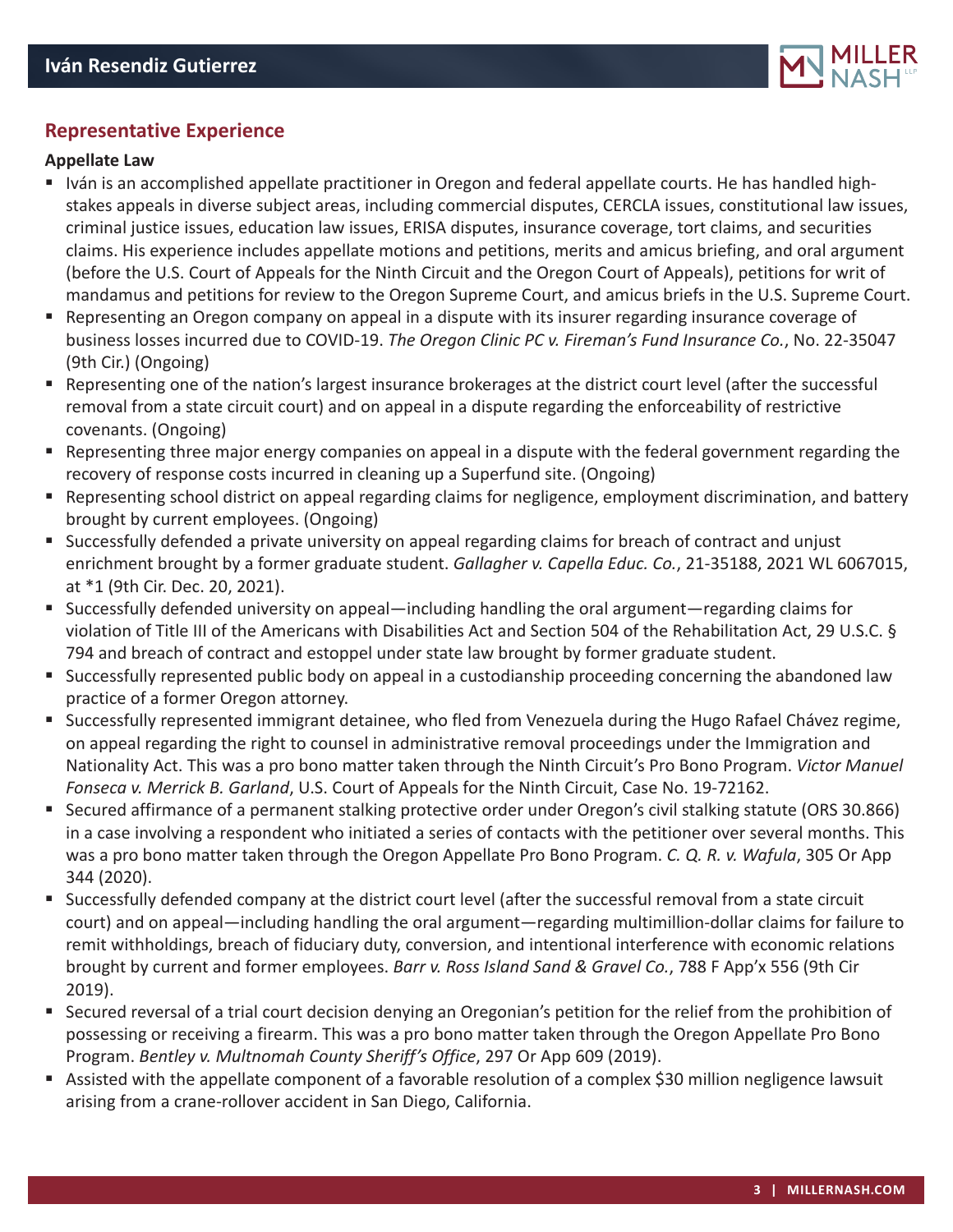## Representative Experience

### Appellate Law

- Iván is an accomplished appellate practitioner in Oregon and federal appellate courts. He has handled high-stakes appeals in diverse subject areas, including commercial disputes, CERCLA issues, constitutional law issues, criminal justice issues, education law issues, ERISA disputes, insurance coverage, tort claims, and securities claims. His experience includes appellate motions and petitions, merits and amicus briefing, and oral argument (before the U.S. Court of Appeals for the Ninth Circuit and the Oregon Court of Appeals), petitions for writ of mandamus and petitions for review to the Oregon Supreme Court, and amicus briefs in the U.S. Supreme Court.
- Representing an Oregon company on appeal in a dispute with its insurer regarding insurance coverage of business losses incurred due to COVID-19. *The Oregon Clinic PC v. Fireman's Fund Insurance Co.*, No. 22-35047 (9th Cir.) (Ongoing)
- Representing one of the nation's largest insurance brokerages at the district court level (after the successful removal from a state circuit court) and on appeal in a dispute regarding the enforceability of restrictive covenants. (Ongoing)
- Representing three major energy companies on appeal in a dispute with the federal government regarding the recovery of response costs incurred in cleaning up a Superfund site. (Ongoing)
- Representing school district on appeal regarding claims for negligence, employment discrimination, and battery brought by current employees. (Ongoing)
- Successfully defended a private university on appeal regarding claims for breach of contract and unjust enrichment brought by a former graduate student. *Gallagher v. Capella Educ. Co.*, 21-35188, 2021 WL 6067015, at *1 (9th Cir. Dec. 20, 2021).
- Successfully defended university on appeal—including handling the oral argument—regarding claims for violation of Title III of the Americans with Disabilities Act and Section 504 of the Rehabilitation Act, 29 U.S.C. § 794 and breach of contract and estoppel under state law brought by former graduate student.
- Successfully represented public body on appeal in a custodianship proceeding concerning the abandoned law practice of a former Oregon attorney.
- Successfully represented immigrant detainee, who fled from Venezuela during the Hugo Rafael Chávez regime, on appeal regarding the right to counsel in administrative removal proceedings under the Immigration and Nationality Act. This was a pro bono matter taken through the Ninth Circuit's Pro Bono Program. *Victor Manuel Fonseca v. Merrick B. Garland*, U.S. Court of Appeals for the Ninth Circuit, Case No. 19-72162.
- Secured affirmance of a permanent stalking protective order under Oregon's civil stalking statute (ORS 30.866) in a case involving a respondent who initiated a series of contacts with the petitioner over several months. This was a pro bono matter taken through the Oregon Appellate Pro Bono Program. *C. Q. R. v. Wafula*, 305 Or App 344 (2020).
- Successfully defended company at the district court level (after the successful removal from a state circuit court) and on appeal—including handling the oral argument—regarding multimillion-dollar claims for failure to remit withholdings, breach of fiduciary duty, conversion, and intentional interference with economic relations brought by current and former employees. *Barr v. Ross Island Sand & Gravel Co.*, 788 F App'x 556 (9th Cir 2019).
- Secured reversal of a trial court decision denying an Oregonian's petition for the relief from the prohibition of possessing or receiving a firearm. This was a pro bono matter taken through the Oregon Appellate Pro Bono Program. *Bentley v. Multnomah County Sheriff's Office*, 297 Or App 609 (2019).
- Assisted with the appellate component of a favorable resolution of a complex $30 million negligence lawsuit arising from a crane-rollover accident in San Diego, California.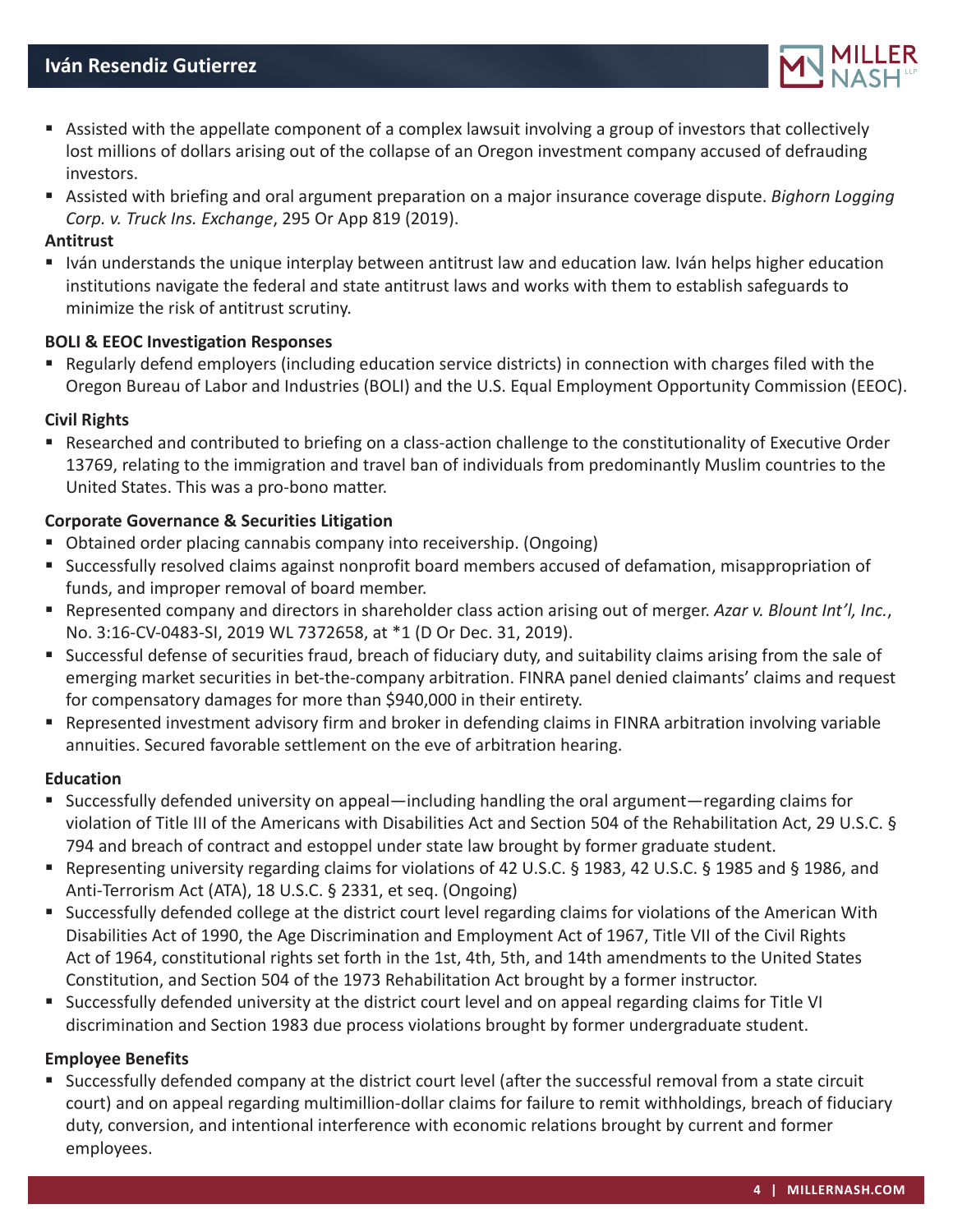- Assisted with the appellate component of a complex lawsuit involving a group of investors that collectively lost millions of dollars arising out of the collapse of an Oregon investment company accused of defrauding investors.
- Assisted with briefing and oral argument preparation on a major insurance coverage dispute. *Bighorn Logging Corp. v. Truck Ins. Exchange*, 295 Or App 819 (2019).

**Antitrust**

- Iván understands the unique interplay between antitrust law and education law. Iván helps higher education institutions navigate the federal and state antitrust laws and works with them to establish safeguards to minimize the risk of antitrust scrutiny.

**BOLI & EEOC Investigation Responses**

- Regularly defend employers (including education service districts) in connection with charges filed with the Oregon Bureau of Labor and Industries (BOLI) and the U.S. Equal Employment Opportunity Commission (EEOC).

**Civil Rights**

- Researched and contributed to briefing on a class-action challenge to the constitutionality of Executive Order 13769, relating to the immigration and travel ban of individuals from predominantly Muslim countries to the United States. This was a pro-bono matter.

**Corporate Governance & Securities Litigation**

- Obtained order placing cannabis company into receivership. (Ongoing)
- Successfully resolved claims against nonprofit board members accused of defamation, misappropriation of funds, and improper removal of board member.
- Represented company and directors in shareholder class action arising out of merger. *Azar v. Blount Int'l, Inc.*, No. 3:16-CV-0483-SI, 2019 WL 7372658, at *1 (D Or Dec. 31, 2019).
- Successful defense of securities fraud, breach of fiduciary duty, and suitability claims arising from the sale of emerging market securities in bet-the-company arbitration. FINRA panel denied claimants' claims and request for compensatory damages for more than $940,000 in their entirety.
- Represented investment advisory firm and broker in defending claims in FINRA arbitration involving variable annuities. Secured favorable settlement on the eve of arbitration hearing.

**Education**

- Successfully defended university on appeal—including handling the oral argument—regarding claims for violation of Title III of the Americans with Disabilities Act and Section 504 of the Rehabilitation Act, 29 U.S.C. § 794 and breach of contract and estoppel under state law brought by former graduate student.
- Representing university regarding claims for violations of 42 U.S.C. § 1983, 42 U.S.C. § 1985 and § 1986, and Anti-Terrorism Act (ATA), 18 U.S.C. § 2331, et seq. (Ongoing)
- Successfully defended college at the district court level regarding claims for violations of the American With Disabilities Act of 1990, the Age Discrimination and Employment Act of 1967, Title VII of the Civil Rights Act of 1964, constitutional rights set forth in the 1st, 4th, 5th, and 14th amendments to the United States Constitution, and Section 504 of the 1973 Rehabilitation Act brought by a former instructor.
- Successfully defended university at the district court level and on appeal regarding claims for Title VI discrimination and Section 1983 due process violations brought by former undergraduate student.

**Employee Benefits**

- Successfully defended company at the district court level (after the successful removal from a state circuit court) and on appeal regarding multimillion-dollar claims for failure to remit withholdings, breach of fiduciary duty, conversion, and intentional interference with economic relations brought by current and former employees.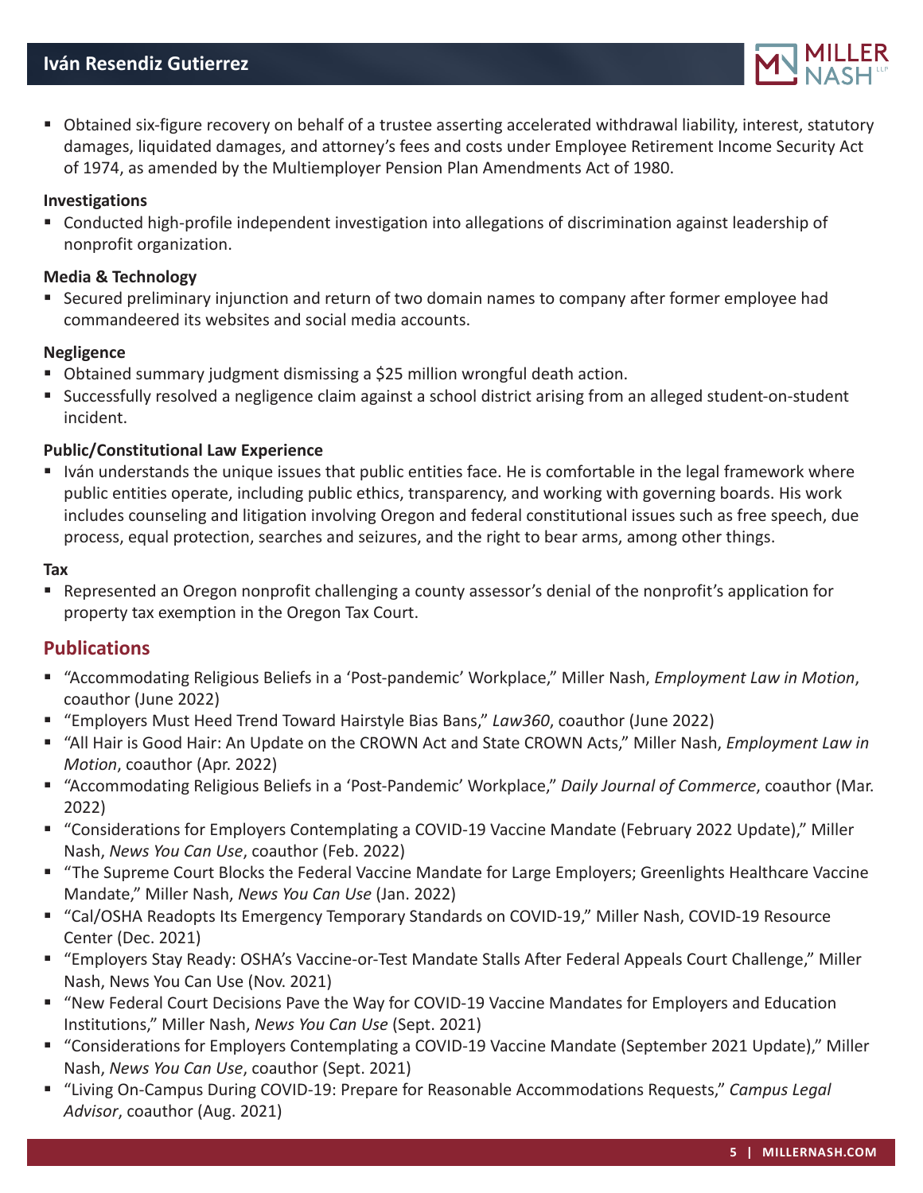- Obtained six-figure recovery on behalf of a trustee asserting accelerated withdrawal liability, interest, statutory damages, liquidated damages, and attorney's fees and costs under Employee Retirement Income Security Act of 1974, as amended by the Multiemployer Pension Plan Amendments Act of 1980.

**Investigations**

- Conducted high-profile independent investigation into allegations of discrimination against leadership of nonprofit organization.

**Media & Technology**

- Secured preliminary injunction and return of two domain names to company after former employee had commandeered its websites and social media accounts.

**Negligence**

- Obtained summary judgment dismissing a $25 million wrongful death action.
- Successfully resolved a negligence claim against a school district arising from an alleged student-on-student incident.

**Public/Constitutional Law Experience**

- Iván understands the unique issues that public entities face. He is comfortable in the legal framework where public entities operate, including public ethics, transparency, and working with governing boards. His work includes counseling and litigation involving Oregon and federal constitutional issues such as free speech, due process, equal protection, searches and seizures, and the right to bear arms, among other things.

**Tax**

- Represented an Oregon nonprofit challenging a county assessor's denial of the nonprofit's application for property tax exemption in the Oregon Tax Court.

## Publications

- "Accommodating Religious Beliefs in a 'Post-pandemic' Workplace," Miller Nash, *Employment Law in Motion*, coauthor (June 2022)
- "Employers Must Heed Trend Toward Hairstyle Bias Bans," *Law360*, coauthor (June 2022)
- "All Hair is Good Hair: An Update on the CROWN Act and State CROWN Acts," Miller Nash, *Employment Law in Motion*, coauthor (Apr. 2022)
- "Accommodating Religious Beliefs in a 'Post-Pandemic' Workplace," *Daily Journal of Commerce*, coauthor (Mar. 2022)
- "Considerations for Employers Contemplating a COVID-19 Vaccine Mandate (February 2022 Update)," Miller Nash, *News You Can Use*, coauthor (Feb. 2022)
- "The Supreme Court Blocks the Federal Vaccine Mandate for Large Employers; Greenlights Healthcare Vaccine Mandate," Miller Nash, *News You Can Use* (Jan. 2022)
- "Cal/OSHA Readopts Its Emergency Temporary Standards on COVID-19," Miller Nash, COVID-19 Resource Center (Dec. 2021)
- "Employers Stay Ready: OSHA's Vaccine-or-Test Mandate Stalls After Federal Appeals Court Challenge," Miller Nash, News You Can Use (Nov. 2021)
- "New Federal Court Decisions Pave the Way for COVID-19 Vaccine Mandates for Employers and Education Institutions," Miller Nash, *News You Can Use* (Sept. 2021)
- "Considerations for Employers Contemplating a COVID-19 Vaccine Mandate (September 2021 Update)," Miller Nash, *News You Can Use*, coauthor (Sept. 2021)
- "Living On-Campus During COVID-19: Prepare for Reasonable Accommodations Requests," *Campus Legal Advisor*, coauthor (Aug. 2021)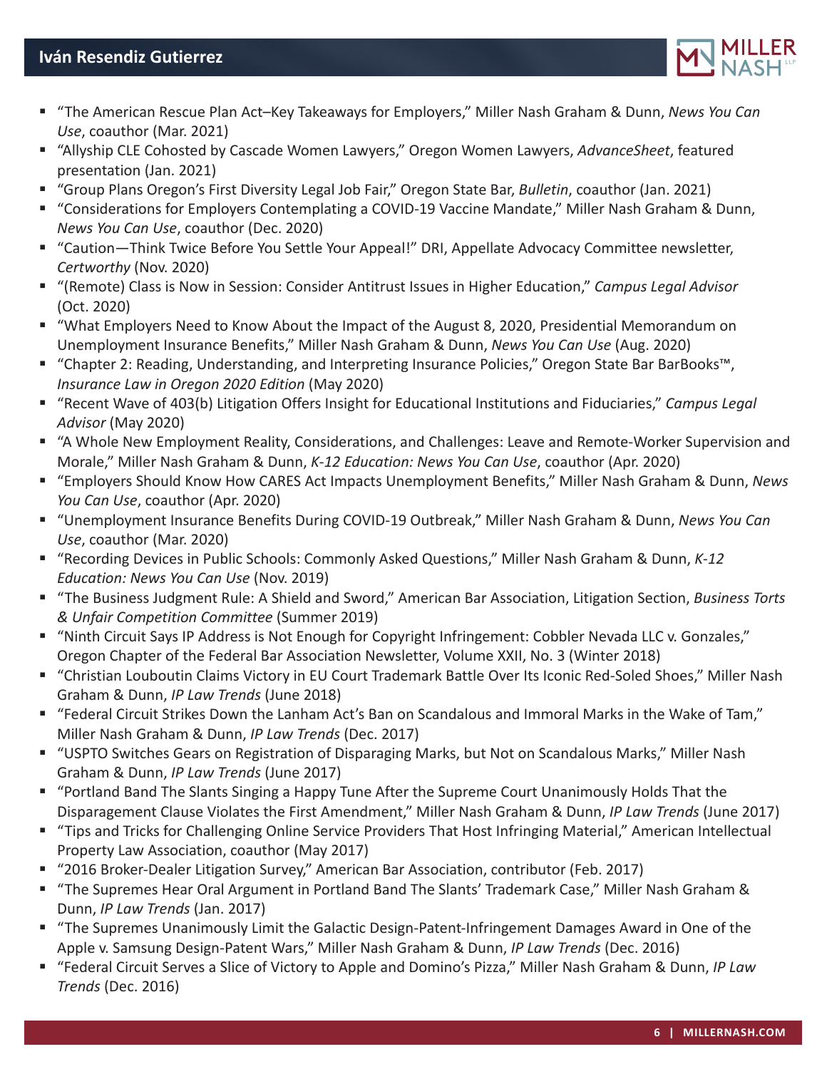- "The American Rescue Plan Act–Key Takeaways for Employers," Miller Nash Graham & Dunn, *News You Can Use*, coauthor (Mar. 2021)
- "Allyship CLE Cohosted by Cascade Women Lawyers," Oregon Women Lawyers, *AdvanceSheet*, featured presentation (Jan. 2021)
- "Group Plans Oregon's First Diversity Legal Job Fair," Oregon State Bar, *Bulletin*, coauthor (Jan. 2021)
- "Considerations for Employers Contemplating a COVID-19 Vaccine Mandate," Miller Nash Graham & Dunn, *News You Can Use*, coauthor (Dec. 2020)
- "Caution—Think Twice Before You Settle Your Appeal!" DRI, Appellate Advocacy Committee newsletter, *Certworthy* (Nov. 2020)
- "(Remote) Class is Now in Session: Consider Antitrust Issues in Higher Education," *Campus Legal Advisor* (Oct. 2020)
- "What Employers Need to Know About the Impact of the August 8, 2020, Presidential Memorandum on Unemployment Insurance Benefits," Miller Nash Graham & Dunn, *News You Can Use* (Aug. 2020)
- "Chapter 2: Reading, Understanding, and Interpreting Insurance Policies," Oregon State Bar BarBooks™, *Insurance Law in Oregon 2020 Edition* (May 2020)
- "Recent Wave of 403(b) Litigation Offers Insight for Educational Institutions and Fiduciaries," *Campus Legal Advisor* (May 2020)
- "A Whole New Employment Reality, Considerations, and Challenges: Leave and Remote-Worker Supervision and Morale," Miller Nash Graham & Dunn, *K-12 Education: News You Can Use*, coauthor (Apr. 2020)
- "Employers Should Know How CARES Act Impacts Unemployment Benefits," Miller Nash Graham & Dunn, *News You Can Use*, coauthor (Apr. 2020)
- "Unemployment Insurance Benefits During COVID-19 Outbreak," Miller Nash Graham & Dunn, *News You Can Use*, coauthor (Mar. 2020)
- "Recording Devices in Public Schools: Commonly Asked Questions," Miller Nash Graham & Dunn, *K-12 Education: News You Can Use* (Nov. 2019)
- "The Business Judgment Rule: A Shield and Sword," American Bar Association, Litigation Section, *Business Torts & Unfair Competition Committee* (Summer 2019)
- "Ninth Circuit Says IP Address is Not Enough for Copyright Infringement: Cobbler Nevada LLC v. Gonzales," Oregon Chapter of the Federal Bar Association Newsletter, Volume XXII, No. 3 (Winter 2018)
- "Christian Louboutin Claims Victory in EU Court Trademark Battle Over Its Iconic Red-Soled Shoes," Miller Nash Graham & Dunn, *IP Law Trends* (June 2018)
- "Federal Circuit Strikes Down the Lanham Act's Ban on Scandalous and Immoral Marks in the Wake of Tam," Miller Nash Graham & Dunn, *IP Law Trends* (Dec. 2017)
- "USPTO Switches Gears on Registration of Disparaging Marks, but Not on Scandalous Marks," Miller Nash Graham & Dunn, *IP Law Trends* (June 2017)
- "Portland Band The Slants Singing a Happy Tune After the Supreme Court Unanimously Holds That the Disparagement Clause Violates the First Amendment," Miller Nash Graham & Dunn, *IP Law Trends* (June 2017)
- "Tips and Tricks for Challenging Online Service Providers That Host Infringing Material," American Intellectual Property Law Association, coauthor (May 2017)
- "2016 Broker-Dealer Litigation Survey," American Bar Association, contributor (Feb. 2017)
- "The Supremes Hear Oral Argument in Portland Band The Slants' Trademark Case," Miller Nash Graham & Dunn, *IP Law Trends* (Jan. 2017)
- "The Supremes Unanimously Limit the Galactic Design-Patent-Infringement Damages Award in One of the Apple v. Samsung Design-Patent Wars," Miller Nash Graham & Dunn, *IP Law Trends* (Dec. 2016)
- "Federal Circuit Serves a Slice of Victory to Apple and Domino's Pizza," Miller Nash Graham & Dunn, *IP Law Trends* (Dec. 2016)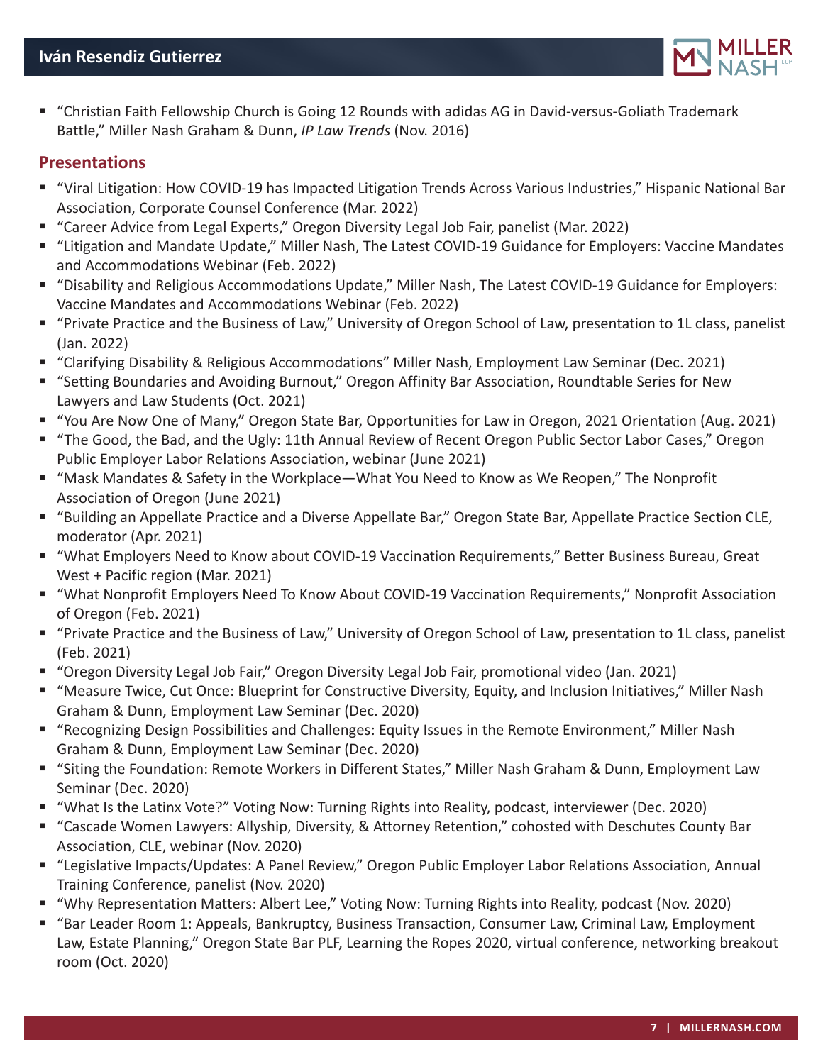- "Christian Faith Fellowship Church is Going 12 Rounds with adidas AG in David-versus-Goliath Trademark Battle," Miller Nash Graham & Dunn, *IP Law Trends* (Nov. 2016)

## Presentations

- "Viral Litigation: How COVID-19 has Impacted Litigation Trends Across Various Industries," Hispanic National Bar Association, Corporate Counsel Conference (Mar. 2022)
- "Career Advice from Legal Experts," Oregon Diversity Legal Job Fair, panelist (Mar. 2022)
- "Litigation and Mandate Update," Miller Nash, The Latest COVID-19 Guidance for Employers: Vaccine Mandates and Accommodations Webinar (Feb. 2022)
- "Disability and Religious Accommodations Update," Miller Nash, The Latest COVID-19 Guidance for Employers: Vaccine Mandates and Accommodations Webinar (Feb. 2022)
- "Private Practice and the Business of Law," University of Oregon School of Law, presentation to 1L class, panelist (Jan. 2022)
- "Clarifying Disability & Religious Accommodations" Miller Nash, Employment Law Seminar (Dec. 2021)
- "Setting Boundaries and Avoiding Burnout," Oregon Affinity Bar Association, Roundtable Series for New Lawyers and Law Students (Oct. 2021)
- "You Are Now One of Many," Oregon State Bar, Opportunities for Law in Oregon, 2021 Orientation (Aug. 2021)
- "The Good, the Bad, and the Ugly: 11th Annual Review of Recent Oregon Public Sector Labor Cases," Oregon Public Employer Labor Relations Association, webinar (June 2021)
- "Mask Mandates & Safety in the Workplace—What You Need to Know as We Reopen," The Nonprofit Association of Oregon (June 2021)
- "Building an Appellate Practice and a Diverse Appellate Bar," Oregon State Bar, Appellate Practice Section CLE, moderator (Apr. 2021)
- "What Employers Need to Know about COVID-19 Vaccination Requirements," Better Business Bureau, Great West + Pacific region (Mar. 2021)
- "What Nonprofit Employers Need To Know About COVID-19 Vaccination Requirements," Nonprofit Association of Oregon (Feb. 2021)
- "Private Practice and the Business of Law," University of Oregon School of Law, presentation to 1L class, panelist (Feb. 2021)
- "Oregon Diversity Legal Job Fair," Oregon Diversity Legal Job Fair, promotional video (Jan. 2021)
- "Measure Twice, Cut Once: Blueprint for Constructive Diversity, Equity, and Inclusion Initiatives," Miller Nash Graham & Dunn, Employment Law Seminar (Dec. 2020)
- "Recognizing Design Possibilities and Challenges: Equity Issues in the Remote Environment," Miller Nash Graham & Dunn, Employment Law Seminar (Dec. 2020)
- "Siting the Foundation: Remote Workers in Different States," Miller Nash Graham & Dunn, Employment Law Seminar (Dec. 2020)
- "What Is the Latinx Vote?" Voting Now: Turning Rights into Reality, podcast, interviewer (Dec. 2020)
- "Cascade Women Lawyers: Allyship, Diversity, & Attorney Retention," cohosted with Deschutes County Bar Association, CLE, webinar (Nov. 2020)
- "Legislative Impacts/Updates: A Panel Review," Oregon Public Employer Labor Relations Association, Annual Training Conference, panelist (Nov. 2020)
- "Why Representation Matters: Albert Lee," Voting Now: Turning Rights into Reality, podcast (Nov. 2020)
- "Bar Leader Room 1: Appeals, Bankruptcy, Business Transaction, Consumer Law, Criminal Law, Employment Law, Estate Planning," Oregon State Bar PLF, Learning the Ropes 2020, virtual conference, networking breakout room (Oct. 2020)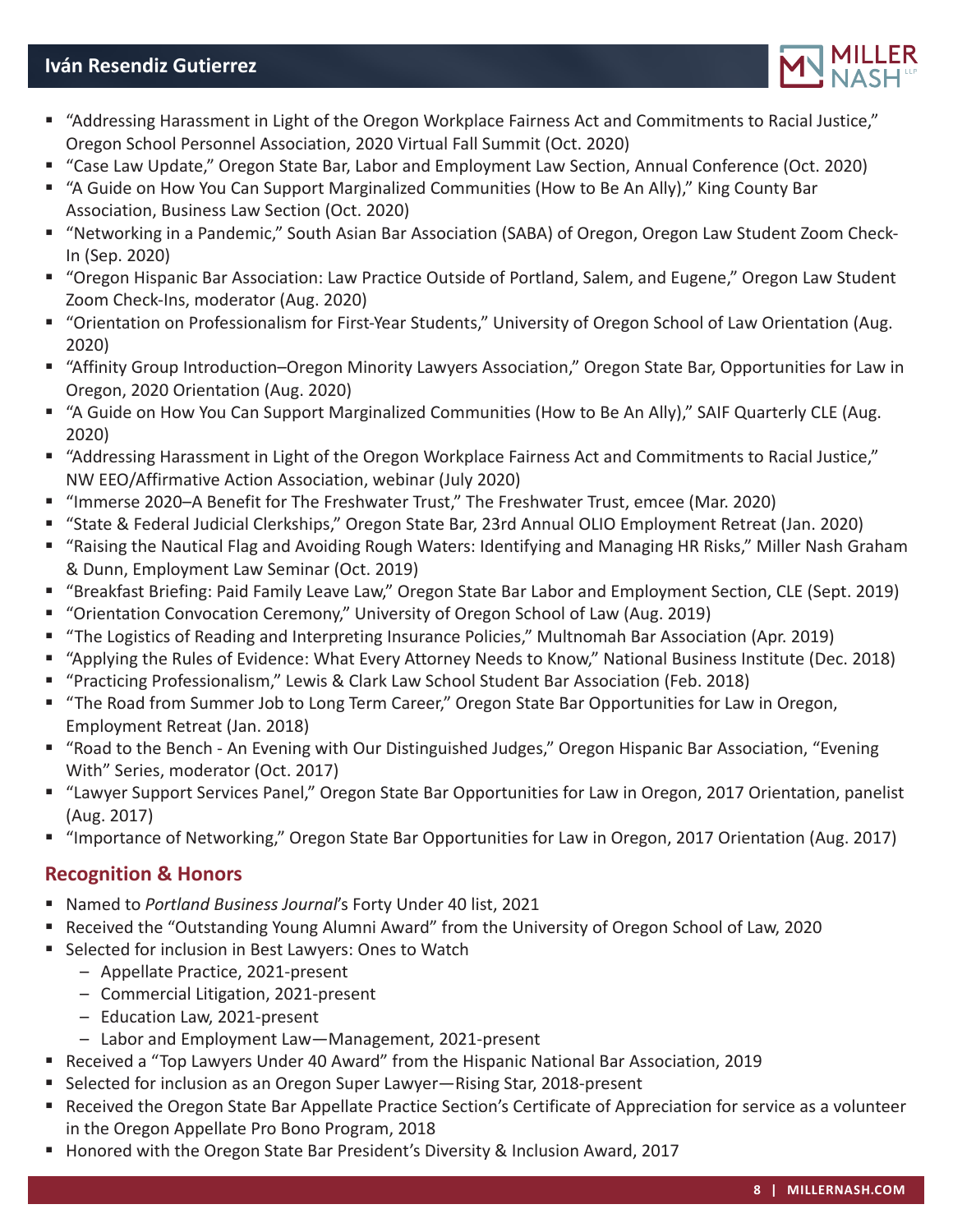- "Addressing Harassment in Light of the Oregon Workplace Fairness Act and Commitments to Racial Justice," Oregon School Personnel Association, 2020 Virtual Fall Summit (Oct. 2020)
- "Case Law Update," Oregon State Bar, Labor and Employment Law Section, Annual Conference (Oct. 2020)
- "A Guide on How You Can Support Marginalized Communities (How to Be An Ally)," King County Bar Association, Business Law Section (Oct. 2020)
- "Networking in a Pandemic," South Asian Bar Association (SABA) of Oregon, Oregon Law Student Zoom Check-In (Sep. 2020)
- "Oregon Hispanic Bar Association: Law Practice Outside of Portland, Salem, and Eugene," Oregon Law Student Zoom Check-Ins, moderator (Aug. 2020)
- "Orientation on Professionalism for First-Year Students," University of Oregon School of Law Orientation (Aug. 2020)
- "Affinity Group Introduction–Oregon Minority Lawyers Association," Oregon State Bar, Opportunities for Law in Oregon, 2020 Orientation (Aug. 2020)
- "A Guide on How You Can Support Marginalized Communities (How to Be An Ally)," SAIF Quarterly CLE (Aug. 2020)
- "Addressing Harassment in Light of the Oregon Workplace Fairness Act and Commitments to Racial Justice," NW EEO/Affirmative Action Association, webinar (July 2020)
- "Immerse 2020–A Benefit for The Freshwater Trust," The Freshwater Trust, emcee (Mar. 2020)
- "State & Federal Judicial Clerkships," Oregon State Bar, 23rd Annual OLIO Employment Retreat (Jan. 2020)
- "Raising the Nautical Flag and Avoiding Rough Waters: Identifying and Managing HR Risks," Miller Nash Graham & Dunn, Employment Law Seminar (Oct. 2019)
- "Breakfast Briefing: Paid Family Leave Law," Oregon State Bar Labor and Employment Section, CLE (Sept. 2019)
- "Orientation Convocation Ceremony," University of Oregon School of Law (Aug. 2019)
- "The Logistics of Reading and Interpreting Insurance Policies," Multnomah Bar Association (Apr. 2019)
- "Applying the Rules of Evidence: What Every Attorney Needs to Know," National Business Institute (Dec. 2018)
- "Practicing Professionalism," Lewis & Clark Law School Student Bar Association (Feb. 2018)
- "The Road from Summer Job to Long Term Career," Oregon State Bar Opportunities for Law in Oregon, Employment Retreat (Jan. 2018)
- "Road to the Bench - An Evening with Our Distinguished Judges," Oregon Hispanic Bar Association, "Evening With" Series, moderator (Oct. 2017)
- "Lawyer Support Services Panel," Oregon State Bar Opportunities for Law in Oregon, 2017 Orientation, panelist (Aug. 2017)
- "Importance of Networking," Oregon State Bar Opportunities for Law in Oregon, 2017 Orientation (Aug. 2017)

## Recognition & Honors

- Named to *Portland Business Journal*'s Forty Under 40 list, 2021
- Received the "Outstanding Young Alumni Award" from the University of Oregon School of Law, 2020
- Selected for inclusion in Best Lawyers: Ones to Watch
  - Appellate Practice, 2021-present
  - Commercial Litigation, 2021-present
  - Education Law, 2021-present
  - Labor and Employment Law—Management, 2021-present
- Received a "Top Lawyers Under 40 Award" from the Hispanic National Bar Association, 2019
- Selected for inclusion as an Oregon Super Lawyer—Rising Star, 2018-present
- Received the Oregon State Bar Appellate Practice Section's Certificate of Appreciation for service as a volunteer in the Oregon Appellate Pro Bono Program, 2018
- Honored with the Oregon State Bar President's Diversity & Inclusion Award, 2017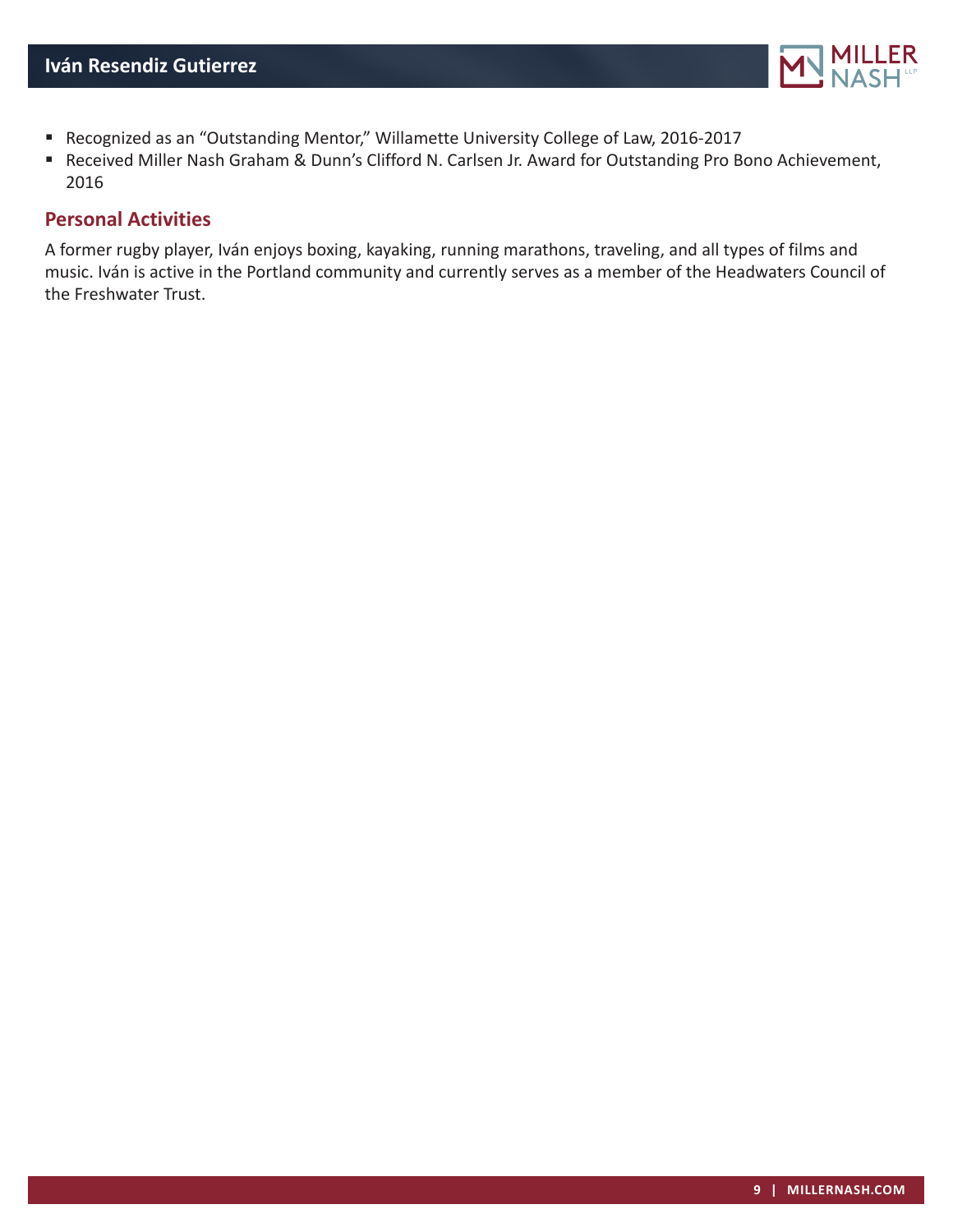- Recognized as an “Outstanding Mentor,” Willamette University College of Law, 2016-2017
- Received Miller Nash Graham & Dunn’s Clifford N. Carlsen Jr. Award for Outstanding Pro Bono Achievement, 2016

## Personal Activities

A former rugby player, Iván enjoys boxing, kayaking, running marathons, traveling, and all types of films and music. Iván is active in the Portland community and currently serves as a member of the Headwaters Council of the Freshwater Trust.